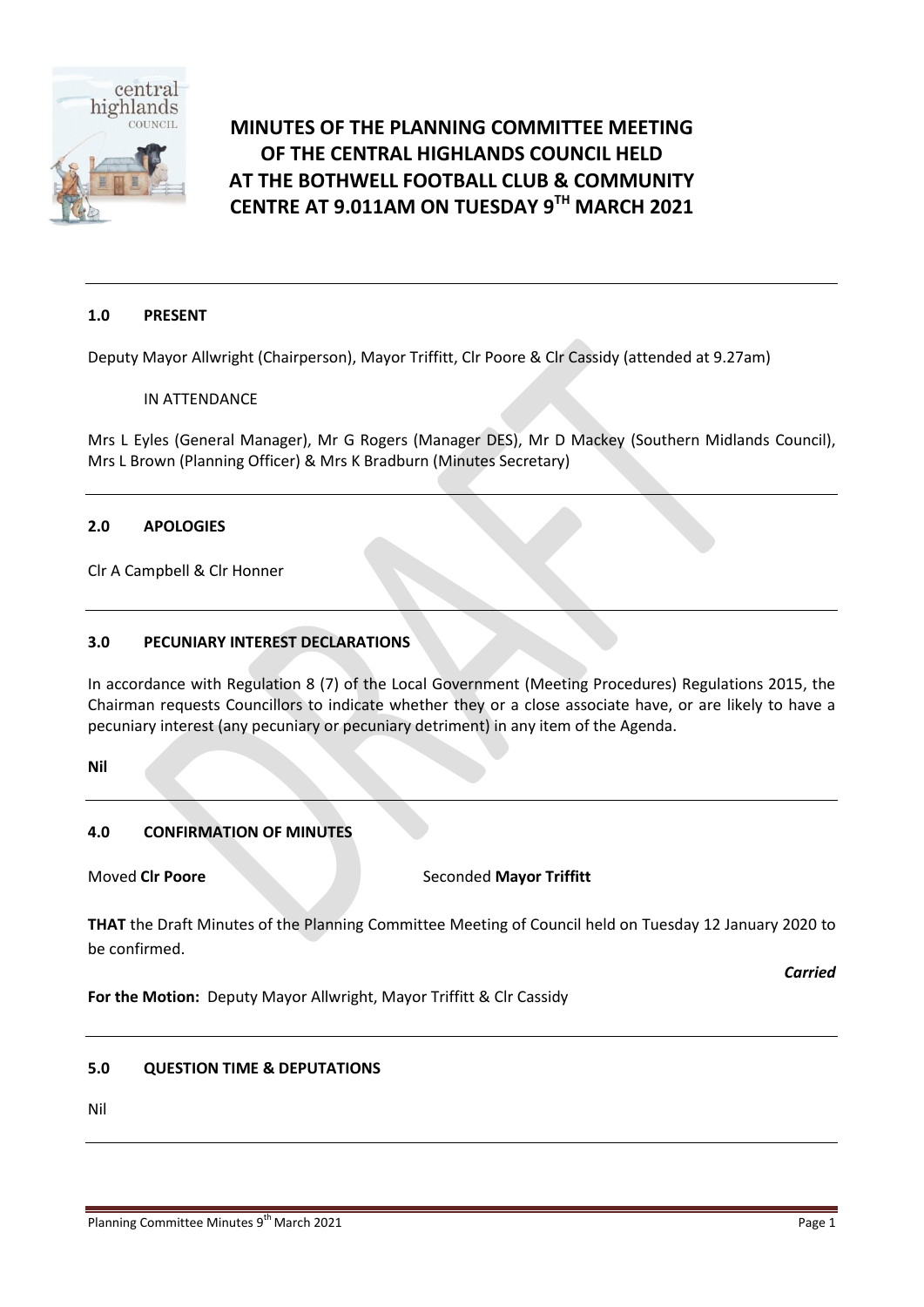# MINUTES OF THE PLANNING COMMITTEE MEETING OF THE CENTRAL HIGHLANDS COUNCIL HELD AT THE BOTHWELL FOOTBALL CLUB & COMMUNITY CENTRE AT 9.011AM ON TUESDAY 9TH MARCH 2021

## 1.0 PRESENT

Deputy Mayor Allwright (Chairperson), Mayor Triffitt, Clr Poore & Clr Cassidy (attended at 9.27am)

IN ATTENDANCE

Mrs L Eyles (General Manager), Mr G Rogers (Manager DES), Mr D Mackey (Southern Midlands Council), Mrs L Brown (Planning Officer) & Mrs K Bradburn (Minutes Secretary)

## 2.0 APOLOGIES

Clr A Campbell & Clr Honner

## 3.0 PECUNIARY INTEREST DECLARATIONS

In accordance with Regulation 8 (7) of the Local Government (Meeting Procedures) Regulations 2015, the Chairman requests Councillors to indicate whether they or a close associate have, or are likely to have a pecuniary interest (any pecuniary or pecuniary detriment) in any item of the Agenda.

**Nil**

## 4.0 CONFIRMATION OF MINUTES

Moved **Clr Poore** Seconded **Mayor Triffitt**

**THAT** the Draft Minutes of the Planning Committee Meeting of Council held on Tuesday 12 January 2020 to be confirmed.

***Carried***

**For the Motion:** Deputy Mayor Allwright, Mayor Triffitt & Clr Cassidy

## 5.0 QUESTION TIME & DEPUTATIONS

Nil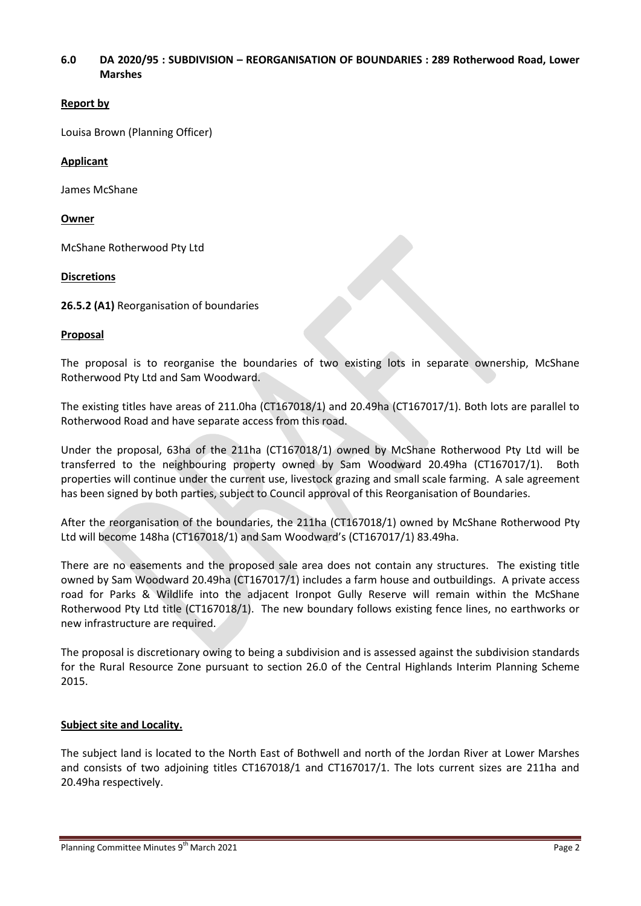## 6.0 DA 2020/95 : SUBDIVISION – REORGANISATION OF BOUNDARIES : 289 Rotherwood Road, Lower Marshes

**Report by**

Louisa Brown (Planning Officer)

**Applicant**

James McShane

**Owner**

McShane Rotherwood Pty Ltd

**Discretions**

**26.5.2 (A1)** Reorganisation of boundaries

**Proposal**

The proposal is to reorganise the boundaries of two existing lots in separate ownership, McShane Rotherwood Pty Ltd and Sam Woodward.

The existing titles have areas of 211.0ha (CT167018/1) and 20.49ha (CT167017/1). Both lots are parallel to Rotherwood Road and have separate access from this road.

Under the proposal, 63ha of the 211ha (CT167018/1) owned by McShane Rotherwood Pty Ltd will be transferred to the neighbouring property owned by Sam Woodward 20.49ha (CT167017/1). Both properties will continue under the current use, livestock grazing and small scale farming. A sale agreement has been signed by both parties, subject to Council approval of this Reorganisation of Boundaries.

After the reorganisation of the boundaries, the 211ha (CT167018/1) owned by McShane Rotherwood Pty Ltd will become 148ha (CT167018/1) and Sam Woodward's (CT167017/1) 83.49ha.

There are no easements and the proposed sale area does not contain any structures. The existing title owned by Sam Woodward 20.49ha (CT167017/1) includes a farm house and outbuildings. A private access road for Parks & Wildlife into the adjacent Ironpot Gully Reserve will remain within the McShane Rotherwood Pty Ltd title (CT167018/1). The new boundary follows existing fence lines, no earthworks or new infrastructure are required.

The proposal is discretionary owing to being a subdivision and is assessed against the subdivision standards for the Rural Resource Zone pursuant to section 26.0 of the Central Highlands Interim Planning Scheme 2015.

**Subject site and Locality.**

The subject land is located to the North East of Bothwell and north of the Jordan River at Lower Marshes and consists of two adjoining titles CT167018/1 and CT167017/1. The lots current sizes are 211ha and 20.49ha respectively.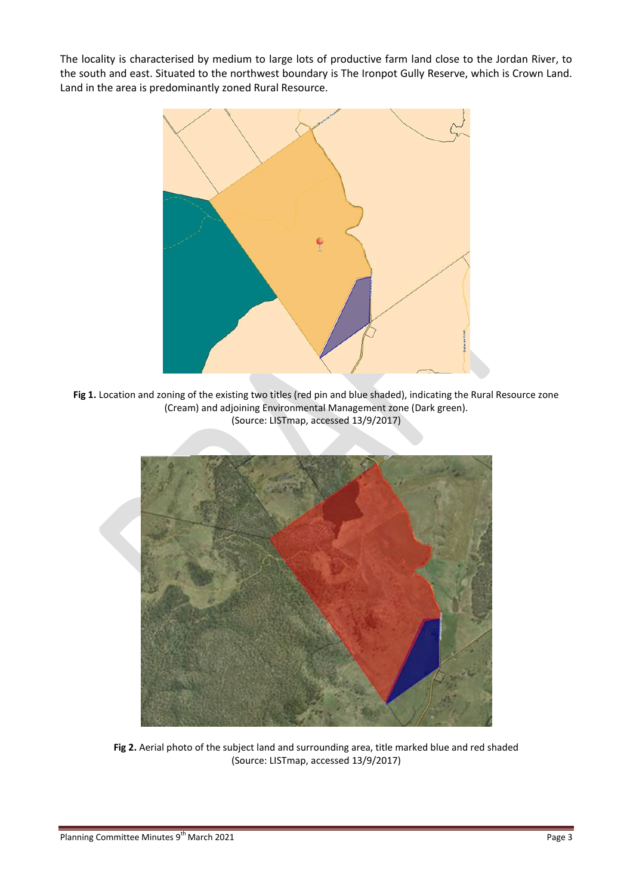The locality is characterised by medium to large lots of productive farm land close to the Jordan River, to the south and east. Situated to the northwest boundary is The Ironpot Gully Reserve, which is Crown Land. Land in the area is predominantly zoned Rural Resource.

**Fig 1.** Location and zoning of the existing two titles (red pin and blue shaded), indicating the Rural Resource zone (Cream) and adjoining Environmental Management zone (Dark green).
(Source: LISTmap, accessed 13/9/2017)

**Fig 2.** Aerial photo of the subject land and surrounding area, title marked blue and red shaded
(Source: LISTmap, accessed 13/9/2017)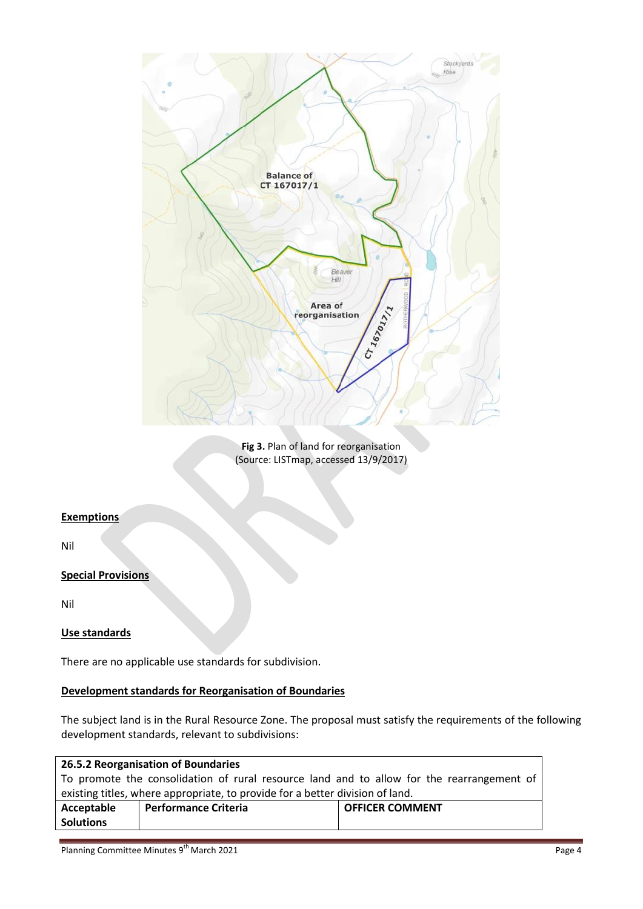Balance of CT 167017/1

Beaver Hill

Area of reorganisation

CT 167017/1

ROTHERWOOD ROAD

Stockyards Rise

**Fig 3.** Plan of land for reorganisation
(Source: LISTmap, accessed 13/9/2017)

**Exemptions**

Nil

**Special Provisions**

Nil

**Use standards**

There are no applicable use standards for subdivision.

**Development standards for Reorganisation of Boundaries**

The subject land is in the Rural Resource Zone. The proposal must satisfy the requirements of the following development standards, relevant to subdivisions:

| **26.5.2 Reorganisation of Boundaries**<br>To promote the consolidation of rural resource land and to allow for the rearrangement of existing titles, where appropriate, to provide for a better division of land. | | |
|---|---|---|
| **Acceptable Solutions** | **Performance Criteria** | **OFFICER COMMENT** |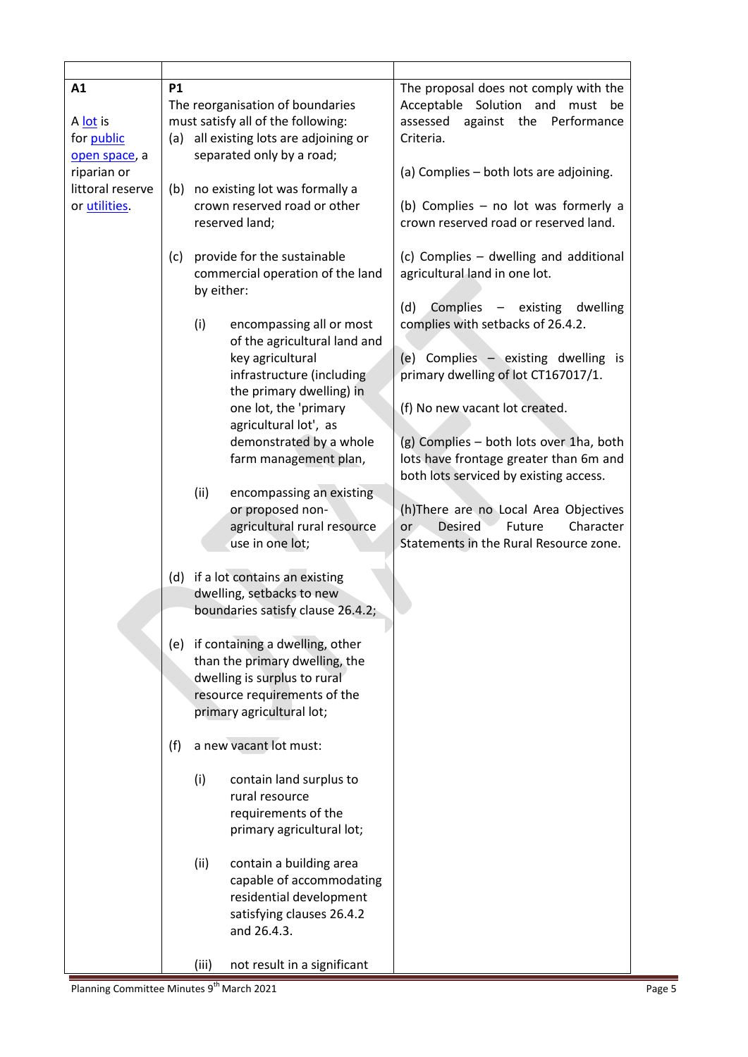| | | |
|---|---|---|
| **A1**<br><br>A lot is for public open space, a riparian or littoral reserve or utilities. | **P1**<br>The reorganisation of boundaries must satisfy all of the following:<br>(a) all existing lots are adjoining or separated only by a road;<br><br>(b) no existing lot was formally a crown reserved road or other reserved land;<br><br>(c) provide for the sustainable commercial operation of the land by either:<br><br>(i) encompassing all or most of the agricultural land and key agricultural infrastructure (including the primary dwelling) in one lot, the 'primary agricultural lot', as demonstrated by a whole farm management plan,<br><br>(ii) encompassing an existing or proposed non-agricultural rural resource use in one lot;<br><br>(d) if a lot contains an existing dwelling, setbacks to new boundaries satisfy clause 26.4.2;<br><br>(e) if containing a dwelling, other than the primary dwelling, the dwelling is surplus to rural resource requirements of the primary agricultural lot;<br><br>(f) a new vacant lot must:<br><br>(i) contain land surplus to rural resource requirements of the primary agricultural lot;<br><br>(ii) contain a building area capable of accommodating residential development satisfying clauses 26.4.2 and 26.4.3.<br><br>(iii) not result in a significant | The proposal does not comply with the Acceptable Solution and must be assessed against the Performance Criteria.<br><br>(a) Complies – both lots are adjoining.<br><br>(b) Complies – no lot was formerly a crown reserved road or reserved land.<br><br>(c) Complies – dwelling and additional agricultural land in one lot.<br><br>(d) Complies – existing dwelling complies with setbacks of 26.4.2.<br><br>(e) Complies – existing dwelling is primary dwelling of lot CT167017/1.<br><br>(f) No new vacant lot created.<br><br>(g) Complies – both lots over 1ha, both lots have frontage greater than 6m and both lots serviced by existing access.<br><br>(h)There are no Local Area Objectives or Desired Future Character Statements in the Rural Resource zone. |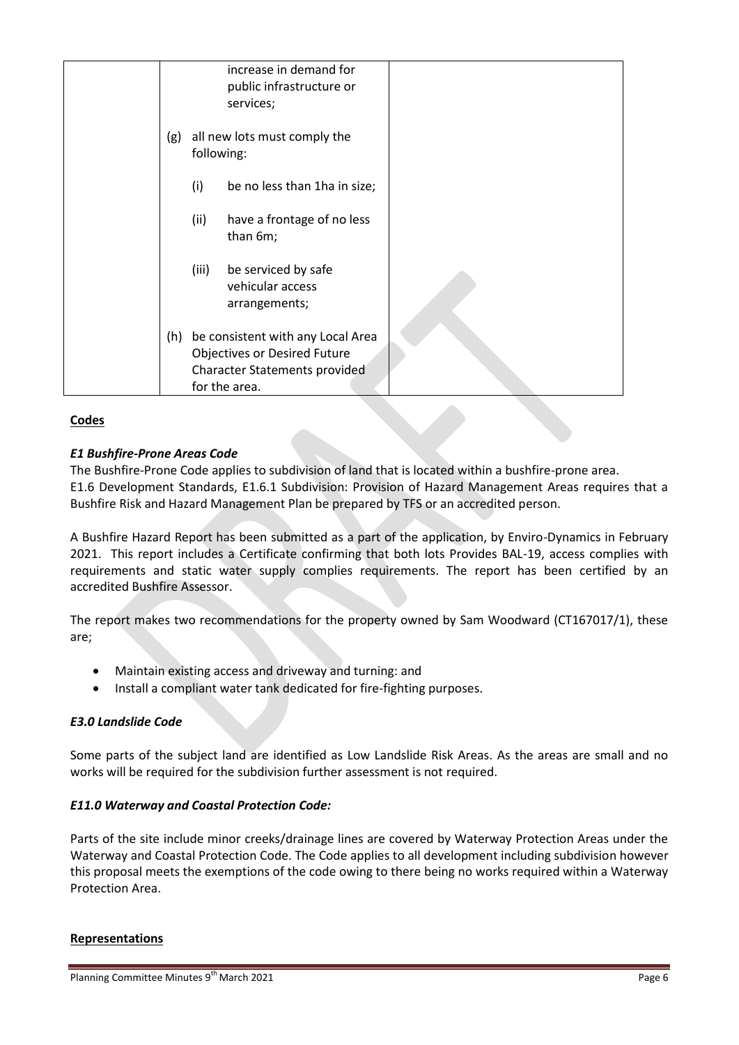| | | |
|---|---|---|
| | increase in demand for public infrastructure or services;<br><br>(g) all new lots must comply the following:<br><br>(i) be no less than 1ha in size;<br><br>(ii) have a frontage of no less than 6m;<br><br>(iii) be serviced by safe vehicular access arrangements;<br><br>(h) be consistent with any Local Area Objectives or Desired Future Character Statements provided for the area. | |

**Codes**

***E1 Bushfire-Prone Areas Code***

The Bushfire-Prone Code applies to subdivision of land that is located within a bushfire-prone area. E1.6 Development Standards, E1.6.1 Subdivision: Provision of Hazard Management Areas requires that a Bushfire Risk and Hazard Management Plan be prepared by TFS or an accredited person.

A Bushfire Hazard Report has been submitted as a part of the application, by Enviro-Dynamics in February 2021. This report includes a Certificate confirming that both lots Provides BAL-19, access complies with requirements and static water supply complies requirements. The report has been certified by an accredited Bushfire Assessor.

The report makes two recommendations for the property owned by Sam Woodward (CT167017/1), these are;

- Maintain existing access and driveway and turning: and
- Install a compliant water tank dedicated for fire-fighting purposes.

***E3.0 Landslide Code***

Some parts of the subject land are identified as Low Landslide Risk Areas. As the areas are small and no works will be required for the subdivision further assessment is not required.

***E11.0 Waterway and Coastal Protection Code:***

Parts of the site include minor creeks/drainage lines are covered by Waterway Protection Areas under the Waterway and Coastal Protection Code. The Code applies to all development including subdivision however this proposal meets the exemptions of the code owing to there being no works required within a Waterway Protection Area.

**Representations**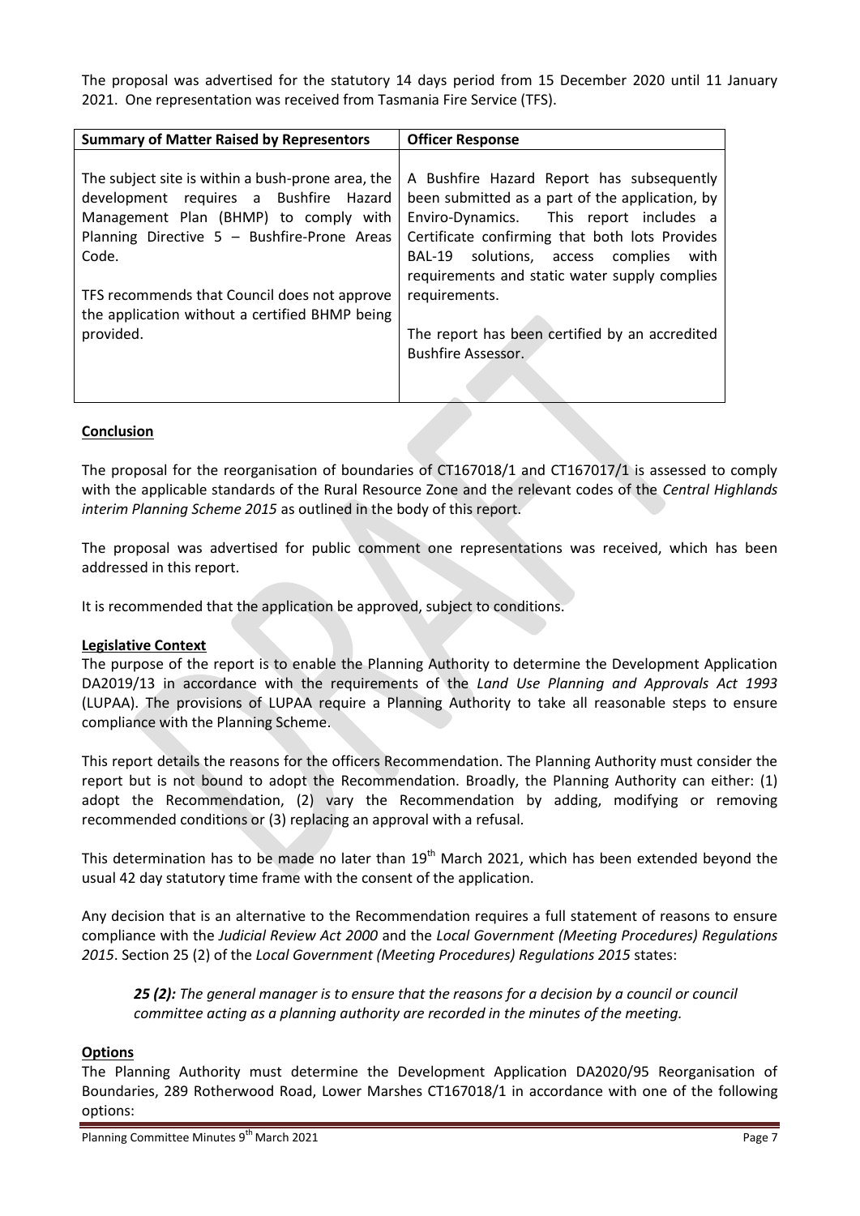The proposal was advertised for the statutory 14 days period from 15 December 2020 until 11 January 2021. One representation was received from Tasmania Fire Service (TFS).

| Summary of Matter Raised by Representors | Officer Response |
|---|---|
| The subject site is within a bush-prone area, the development requires a Bushfire Hazard Management Plan (BHMP) to comply with Planning Directive 5 – Bushfire-Prone Areas Code.<br><br>TFS recommends that Council does not approve the application without a certified BHMP being provided. | A Bushfire Hazard Report has subsequently been submitted as a part of the application, by Enviro-Dynamics. This report includes a Certificate confirming that both lots Provides BAL-19 solutions, access complies with requirements and static water supply complies requirements.<br><br>The report has been certified by an accredited Bushfire Assessor. |

**Conclusion**

The proposal for the reorganisation of boundaries of CT167018/1 and CT167017/1 is assessed to comply with the applicable standards of the Rural Resource Zone and the relevant codes of the *Central Highlands interim Planning Scheme 2015* as outlined in the body of this report.

The proposal was advertised for public comment one representations was received, which has been addressed in this report.

It is recommended that the application be approved, subject to conditions.

**Legislative Context**

The purpose of the report is to enable the Planning Authority to determine the Development Application DA2019/13 in accordance with the requirements of the *Land Use Planning and Approvals Act 1993* (LUPAA). The provisions of LUPAA require a Planning Authority to take all reasonable steps to ensure compliance with the Planning Scheme.

This report details the reasons for the officers Recommendation. The Planning Authority must consider the report but is not bound to adopt the Recommendation. Broadly, the Planning Authority can either: (1) adopt the Recommendation, (2) vary the Recommendation by adding, modifying or removing recommended conditions or (3) replacing an approval with a refusal.

This determination has to be made no later than 19th March 2021, which has been extended beyond the usual 42 day statutory time frame with the consent of the application.

Any decision that is an alternative to the Recommendation requires a full statement of reasons to ensure compliance with the *Judicial Review Act 2000* and the *Local Government (Meeting Procedures) Regulations 2015*. Section 25 (2) of the *Local Government (Meeting Procedures) Regulations 2015* states:

> ***25 (2):*** *The general manager is to ensure that the reasons for a decision by a council or council committee acting as a planning authority are recorded in the minutes of the meeting.*

**Options**

The Planning Authority must determine the Development Application DA2020/95 Reorganisation of Boundaries, 289 Rotherwood Road, Lower Marshes CT167018/1 in accordance with one of the following options: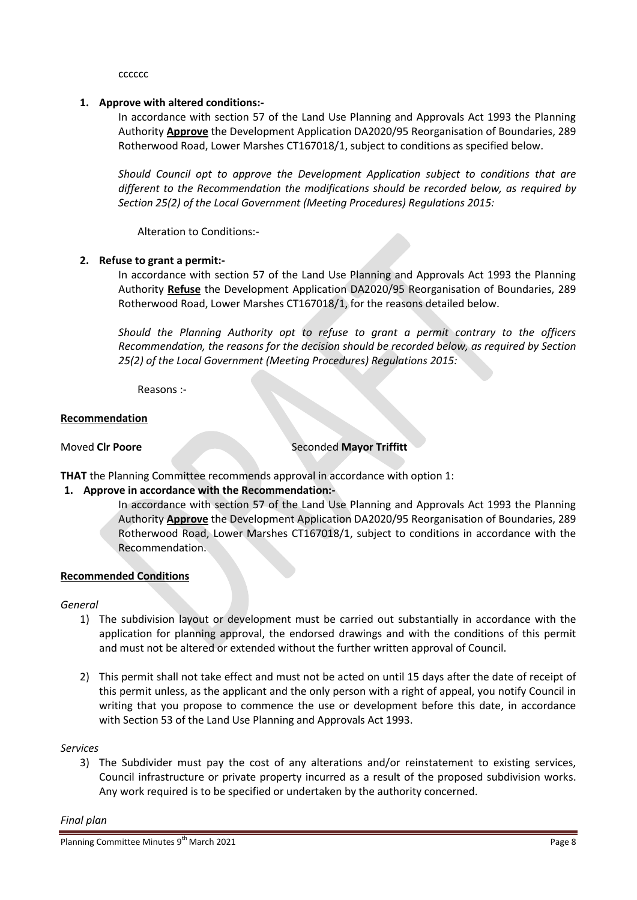cccccc

1. **Approve with altered conditions:-**

   In accordance with section 57 of the Land Use Planning and Approvals Act 1993 the Planning Authority **Approve** the Development Application DA2020/95 Reorganisation of Boundaries, 289 Rotherwood Road, Lower Marshes CT167018/1, subject to conditions as specified below.

   *Should Council opt to approve the Development Application subject to conditions that are different to the Recommendation the modifications should be recorded below, as required by Section 25(2) of the Local Government (Meeting Procedures) Regulations 2015:*

   Alteration to Conditions:-

2. **Refuse to grant a permit:-**

   In accordance with section 57 of the Land Use Planning and Approvals Act 1993 the Planning Authority **Refuse** the Development Application DA2020/95 Reorganisation of Boundaries, 289 Rotherwood Road, Lower Marshes CT167018/1, for the reasons detailed below.

   *Should the Planning Authority opt to refuse to grant a permit contrary to the officers Recommendation, the reasons for the decision should be recorded below, as required by Section 25(2) of the Local Government (Meeting Procedures) Regulations 2015:*

   Reasons :-

**Recommendation**

Moved **Clr Poore** Seconded **Mayor Triffitt**

**THAT** the Planning Committee recommends approval in accordance with option 1:

1. **Approve in accordance with the Recommendation:-**

   In accordance with section 57 of the Land Use Planning and Approvals Act 1993 the Planning Authority **Approve** the Development Application DA2020/95 Reorganisation of Boundaries, 289 Rotherwood Road, Lower Marshes CT167018/1, subject to conditions in accordance with the Recommendation.

**Recommended Conditions**

*General*

1) The subdivision layout or development must be carried out substantially in accordance with the application for planning approval, the endorsed drawings and with the conditions of this permit and must not be altered or extended without the further written approval of Council.

2) This permit shall not take effect and must not be acted on until 15 days after the date of receipt of this permit unless, as the applicant and the only person with a right of appeal, you notify Council in writing that you propose to commence the use or development before this date, in accordance with Section 53 of the Land Use Planning and Approvals Act 1993.

*Services*

3) The Subdivider must pay the cost of any alterations and/or reinstatement to existing services, Council infrastructure or private property incurred as a result of the proposed subdivision works. Any work required is to be specified or undertaken by the authority concerned.

*Final plan*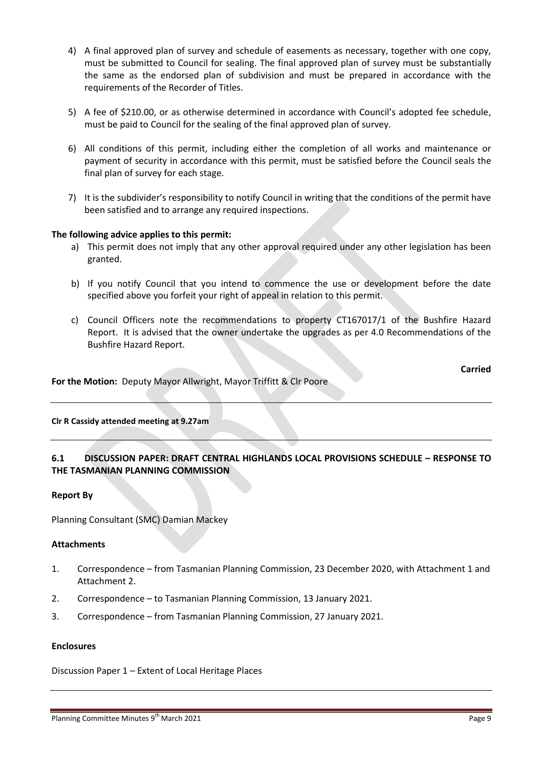4) A final approved plan of survey and schedule of easements as necessary, together with one copy, must be submitted to Council for sealing. The final approved plan of survey must be substantially the same as the endorsed plan of subdivision and must be prepared in accordance with the requirements of the Recorder of Titles.

5) A fee of $210.00, or as otherwise determined in accordance with Council's adopted fee schedule, must be paid to Council for the sealing of the final approved plan of survey.

6) All conditions of this permit, including either the completion of all works and maintenance or payment of security in accordance with this permit, must be satisfied before the Council seals the final plan of survey for each stage.

7) It is the subdivider's responsibility to notify Council in writing that the conditions of the permit have been satisfied and to arrange any required inspections.

**The following advice applies to this permit:**

a) This permit does not imply that any other approval required under any other legislation has been granted.

b) If you notify Council that you intend to commence the use or development before the date specified above you forfeit your right of appeal in relation to this permit.

c) Council Officers note the recommendations to property CT167017/1 of the Bushfire Hazard Report. It is advised that the owner undertake the upgrades as per 4.0 Recommendations of the Bushfire Hazard Report.

**Carried**

**For the Motion:** Deputy Mayor Allwright, Mayor Triffitt & Clr Poore

---

**Clr R Cassidy attended meeting at 9.27am**

---

## 6.1 DISCUSSION PAPER: DRAFT CENTRAL HIGHLANDS LOCAL PROVISIONS SCHEDULE – RESPONSE TO THE TASMANIAN PLANNING COMMISSION

**Report By**

Planning Consultant (SMC) Damian Mackey

**Attachments**

1. Correspondence – from Tasmanian Planning Commission, 23 December 2020, with Attachment 1 and Attachment 2.
2. Correspondence – to Tasmanian Planning Commission, 13 January 2021.
3. Correspondence – from Tasmanian Planning Commission, 27 January 2021.

**Enclosures**

Discussion Paper 1 – Extent of Local Heritage Places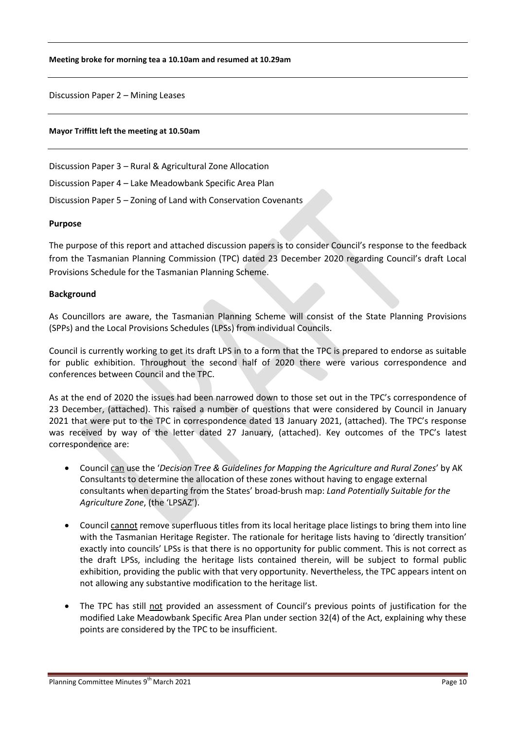**Meeting broke for morning tea a 10.10am and resumed at 10.29am**

---

Discussion Paper 2 – Mining Leases

---

**Mayor Triffitt left the meeting at 10.50am**

---

Discussion Paper 3 – Rural & Agricultural Zone Allocation

Discussion Paper 4 – Lake Meadowbank Specific Area Plan

Discussion Paper 5 – Zoning of Land with Conservation Covenants

**Purpose**

The purpose of this report and attached discussion papers is to consider Council's response to the feedback from the Tasmanian Planning Commission (TPC) dated 23 December 2020 regarding Council's draft Local Provisions Schedule for the Tasmanian Planning Scheme.

**Background**

As Councillors are aware, the Tasmanian Planning Scheme will consist of the State Planning Provisions (SPPs) and the Local Provisions Schedules (LPSs) from individual Councils.

Council is currently working to get its draft LPS in to a form that the TPC is prepared to endorse as suitable for public exhibition. Throughout the second half of 2020 there were various correspondence and conferences between Council and the TPC.

As at the end of 2020 the issues had been narrowed down to those set out in the TPC's correspondence of 23 December, (attached). This raised a number of questions that were considered by Council in January 2021 that were put to the TPC in correspondence dated 13 January 2021, (attached). The TPC's response was received by way of the letter dated 27 January, (attached). Key outcomes of the TPC's latest correspondence are:

- Council <u>can</u> use the '*Decision Tree & Guidelines for Mapping the Agriculture and Rural Zones*' by AK Consultants to determine the allocation of these zones without having to engage external consultants when departing from the States' broad-brush map: *Land Potentially Suitable for the Agriculture Zone*, (the 'LPSAZ').

- Council <u>cannot</u> remove superfluous titles from its local heritage place listings to bring them into line with the Tasmanian Heritage Register. The rationale for heritage lists having to 'directly transition' exactly into councils' LPSs is that there is no opportunity for public comment. This is not correct as the draft LPSs, including the heritage lists contained therein, will be subject to formal public exhibition, providing the public with that very opportunity. Nevertheless, the TPC appears intent on not allowing any substantive modification to the heritage list.

- The TPC has still <u>not</u> provided an assessment of Council's previous points of justification for the modified Lake Meadowbank Specific Area Plan under section 32(4) of the Act, explaining why these points are considered by the TPC to be insufficient.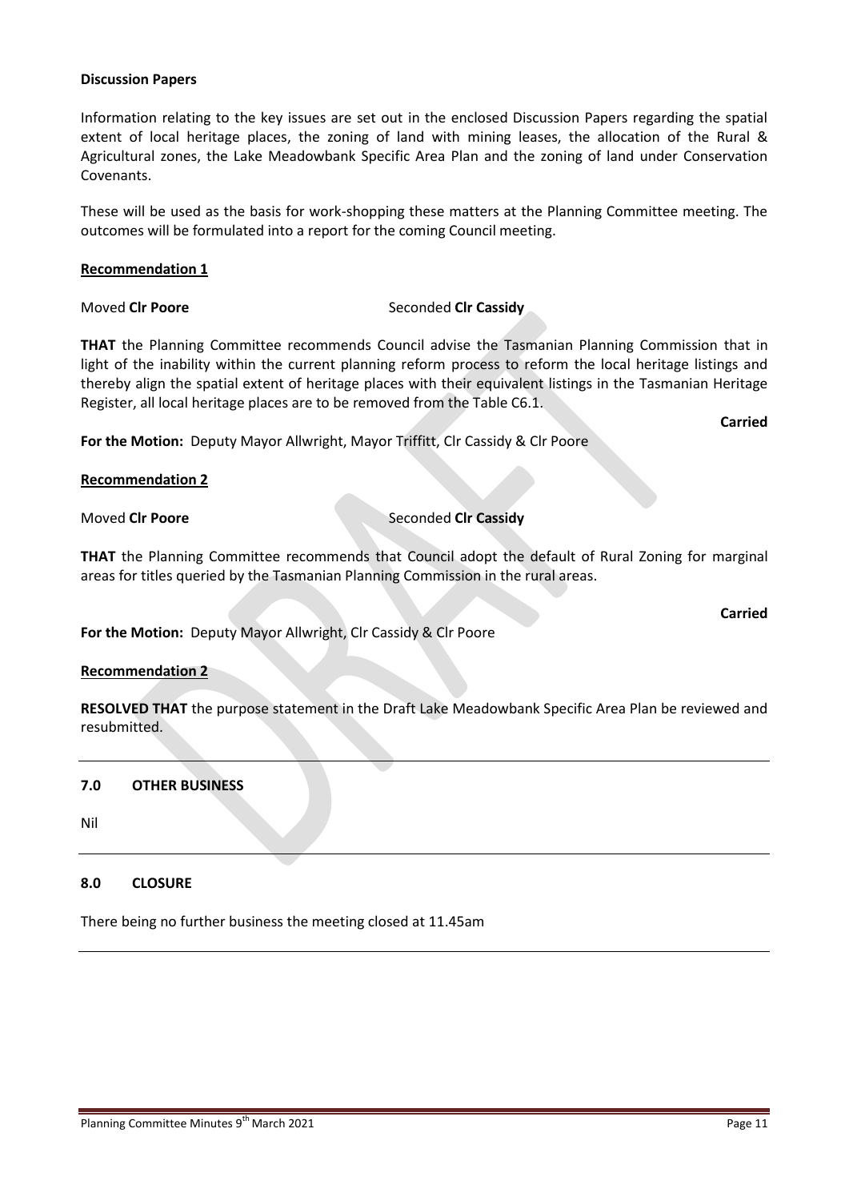**Discussion Papers**

Information relating to the key issues are set out in the enclosed Discussion Papers regarding the spatial extent of local heritage places, the zoning of land with mining leases, the allocation of the Rural & Agricultural zones, the Lake Meadowbank Specific Area Plan and the zoning of land under Conservation Covenants.

These will be used as the basis for work-shopping these matters at the Planning Committee meeting. The outcomes will be formulated into a report for the coming Council meeting.

**Recommendation 1**

Moved **Clr Poore** Seconded **Clr Cassidy**

**THAT** the Planning Committee recommends Council advise the Tasmanian Planning Commission that in light of the inability within the current planning reform process to reform the local heritage listings and thereby align the spatial extent of heritage places with their equivalent listings in the Tasmanian Heritage Register, all local heritage places are to be removed from the Table C6.1.

**Carried**

**For the Motion:** Deputy Mayor Allwright, Mayor Triffitt, Clr Cassidy & Clr Poore

**Recommendation 2**

Moved **Clr Poore** Seconded **Clr Cassidy**

**THAT** the Planning Committee recommends that Council adopt the default of Rural Zoning for marginal areas for titles queried by the Tasmanian Planning Commission in the rural areas.

**Carried**

**For the Motion:** Deputy Mayor Allwright, Clr Cassidy & Clr Poore

**Recommendation 2**

**RESOLVED THAT** the purpose statement in the Draft Lake Meadowbank Specific Area Plan be reviewed and resubmitted.

---

## 7.0 OTHER BUSINESS

Nil

---

## 8.0 CLOSURE

There being no further business the meeting closed at 11.45am